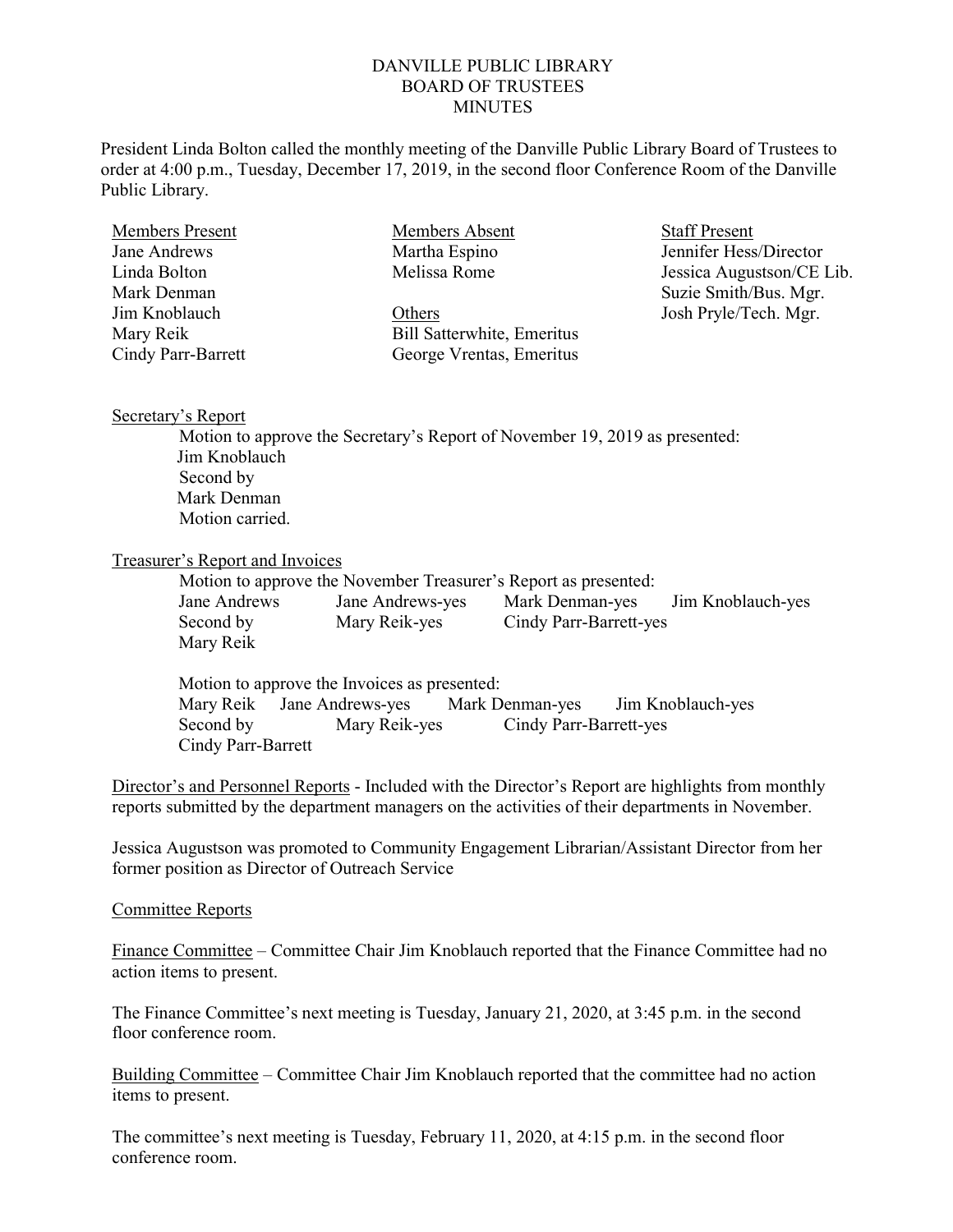DANVILLE PUBLIC LIBRARY
BOARD OF TRUSTEES
MINUTES

President Linda Bolton called the monthly meeting of the Danville Public Library Board of Trustees to order at 4:00 p.m., Tuesday, December 17, 2019, in the second floor Conference Room of the Danville Public Library.

| Members Present | Members Absent | Staff Present |
|---|---|---|
| Jane Andrews | Martha Espino | Jennifer Hess/Director |
| Linda Bolton | Melissa Rome | Jessica Augustson/CE Lib. |
| Mark Denman | | Suzie Smith/Bus. Mgr. |
| Jim Knoblauch | Others | Josh Pryle/Tech. Mgr. |
| Mary Reik | Bill Satterwhite, Emeritus | |
| Cindy Parr-Barrett | George Vrentas, Emeritus | |

Secretary's Report

Motion to approve the Secretary's Report of November 19, 2019 as presented:
Jim Knoblauch
Second by
Mark Denman
Motion carried.

Treasurer's Report and Invoices

Motion to approve the November Treasurer's Report as presented:
Jane Andrews   Jane Andrews-yes   Mark Denman-yes   Jim Knoblauch-yes
Second by   Mary Reik-yes   Cindy Parr-Barrett-yes
Mary Reik

Motion to approve the Invoices as presented:
Mary Reik   Jane Andrews-yes   Mark Denman-yes   Jim Knoblauch-yes
Second by   Mary Reik-yes   Cindy Parr-Barrett-yes
Cindy Parr-Barrett

Director's and Personnel Reports - Included with the Director's Report are highlights from monthly reports submitted by the department managers on the activities of their departments in November.

Jessica Augustson was promoted to Community Engagement Librarian/Assistant Director from her former position as Director of Outreach Service

Committee Reports

Finance Committee – Committee Chair Jim Knoblauch reported that the Finance Committee had no action items to present.

The Finance Committee's next meeting is Tuesday, January 21, 2020, at 3:45 p.m. in the second floor conference room.

Building Committee – Committee Chair Jim Knoblauch reported that the committee had no action items to present.

The committee's next meeting is Tuesday, February 11, 2020, at 4:15 p.m. in the second floor conference room.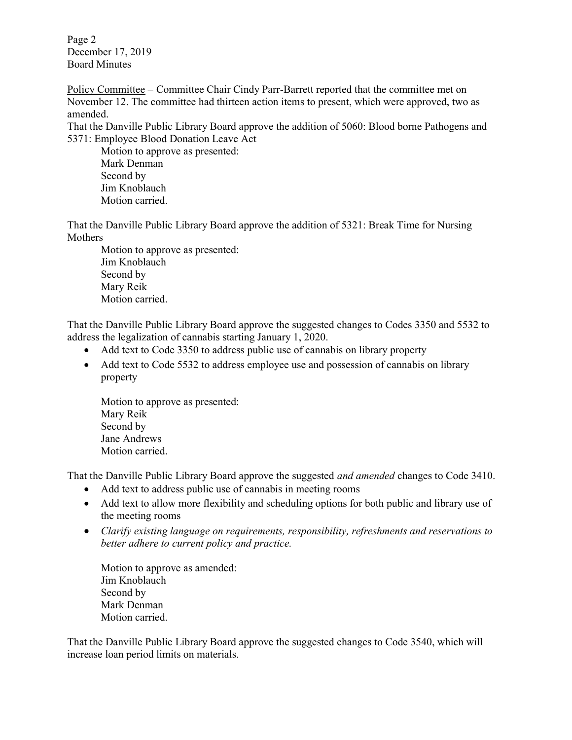Policy Committee – Committee Chair Cindy Parr-Barrett reported that the committee met on November 12. The committee had thirteen action items to present, which were approved, two as amended.

That the Danville Public Library Board approve the addition of 5060: Blood borne Pathogens and 5371: Employee Blood Donation Leave Act

Motion to approve as presented:
Mark Denman
Second by
Jim Knoblauch
Motion carried.

That the Danville Public Library Board approve the addition of 5321: Break Time for Nursing Mothers

Motion to approve as presented:
Jim Knoblauch
Second by
Mary Reik
Motion carried.

That the Danville Public Library Board approve the suggested changes to Codes 3350 and 5532 to address the legalization of cannabis starting January 1, 2020.

- Add text to Code 3350 to address public use of cannabis on library property
- Add text to Code 5532 to address employee use and possession of cannabis on library property

Motion to approve as presented:
Mary Reik
Second by
Jane Andrews
Motion carried.

That the Danville Public Library Board approve the suggested *and amended* changes to Code 3410.

- Add text to address public use of cannabis in meeting rooms
- Add text to allow more flexibility and scheduling options for both public and library use of the meeting rooms
- *Clarify existing language on requirements, responsibility, refreshments and reservations to better adhere to current policy and practice.*

Motion to approve as amended:
Jim Knoblauch
Second by
Mark Denman
Motion carried.

That the Danville Public Library Board approve the suggested changes to Code 3540, which will increase loan period limits on materials.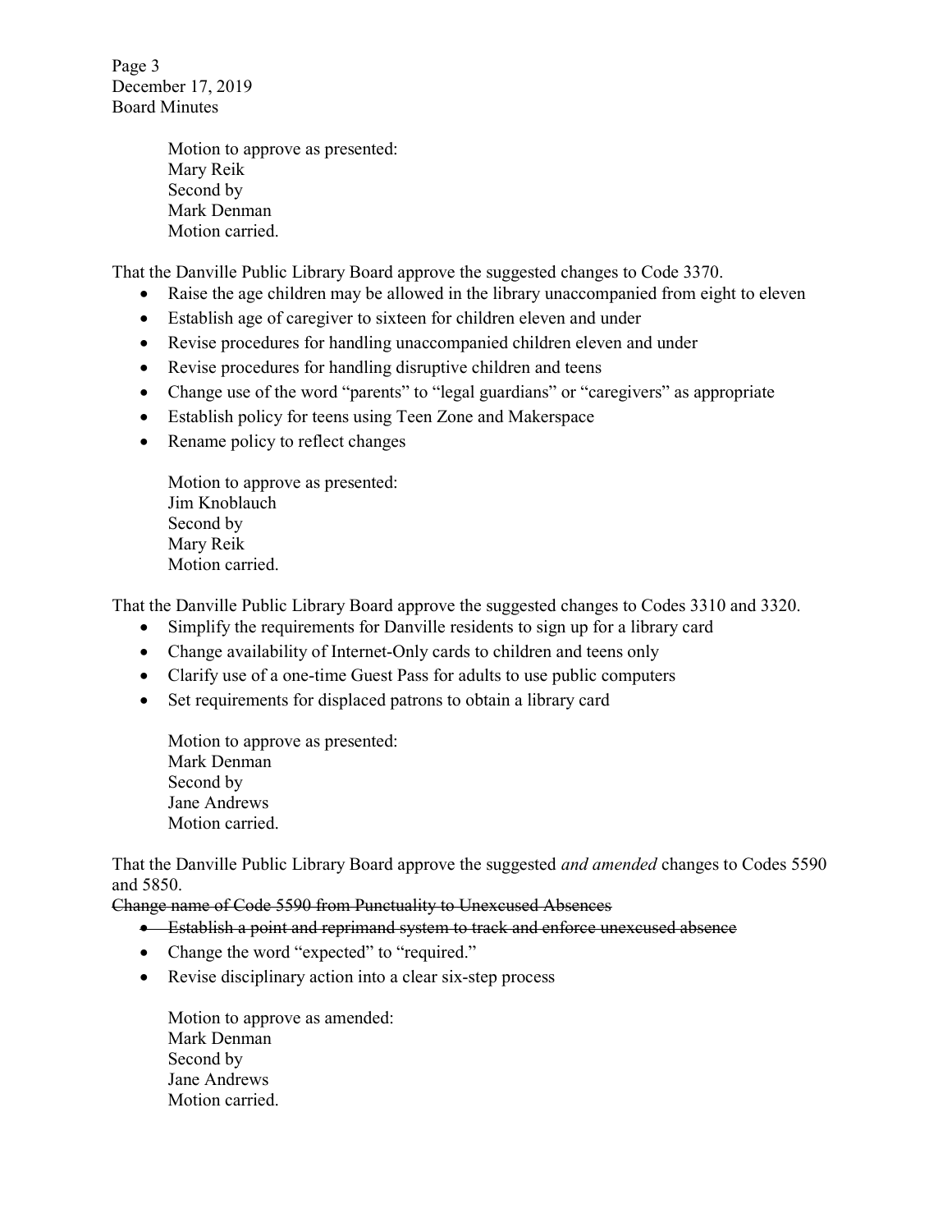Motion to approve as presented:  
Mary Reik  
Second by  
Mark Denman  
Motion carried.

That the Danville Public Library Board approve the suggested changes to Code 3370.

- Raise the age children may be allowed in the library unaccompanied from eight to eleven
- Establish age of caregiver to sixteen for children eleven and under
- Revise procedures for handling unaccompanied children eleven and under
- Revise procedures for handling disruptive children and teens
- Change use of the word "parents" to "legal guardians" or "caregivers" as appropriate
- Establish policy for teens using Teen Zone and Makerspace
- Rename policy to reflect changes

Motion to approve as presented:  
Jim Knoblauch  
Second by  
Mary Reik  
Motion carried.

That the Danville Public Library Board approve the suggested changes to Codes 3310 and 3320.

- Simplify the requirements for Danville residents to sign up for a library card
- Change availability of Internet-Only cards to children and teens only
- Clarify use of a one-time Guest Pass for adults to use public computers
- Set requirements for displaced patrons to obtain a library card

Motion to approve as presented:  
Mark Denman  
Second by  
Jane Andrews  
Motion carried.

That the Danville Public Library Board approve the suggested *and amended* changes to Codes 5590 and 5850.

~~Change name of Code 5590 from Punctuality to Unexcused Absences~~

- ~~Establish a point and reprimand system to track and enforce unexcused absence~~
- Change the word "expected" to "required."
- Revise disciplinary action into a clear six-step process

Motion to approve as amended:  
Mark Denman  
Second by  
Jane Andrews  
Motion carried.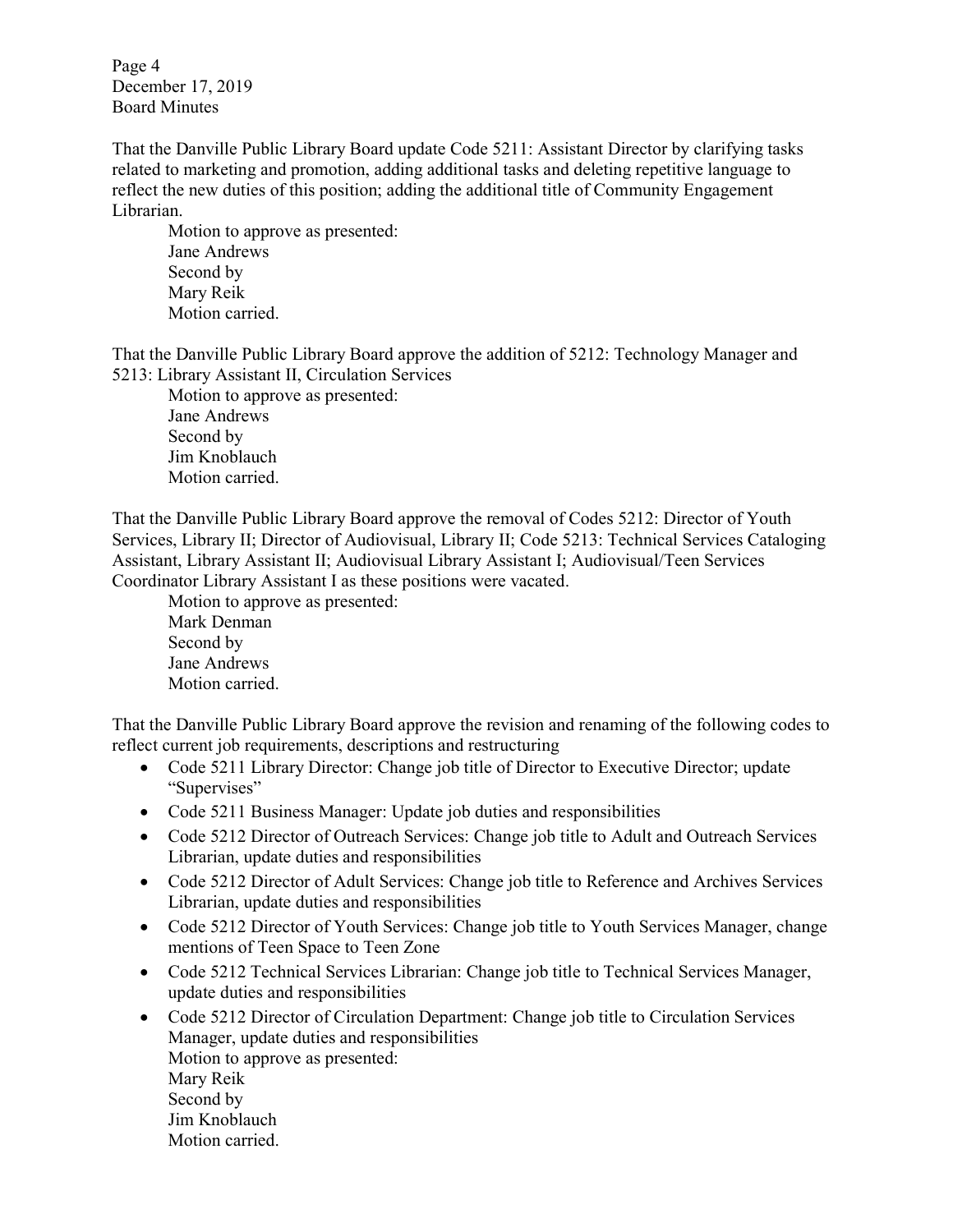That the Danville Public Library Board update Code 5211: Assistant Director by clarifying tasks related to marketing and promotion, adding additional tasks and deleting repetitive language to reflect the new duties of this position; adding the additional title of Community Engagement Librarian.

Motion to approve as presented:
Jane Andrews
Second by
Mary Reik
Motion carried.

That the Danville Public Library Board approve the addition of 5212: Technology Manager and 5213: Library Assistant II, Circulation Services

Motion to approve as presented:
Jane Andrews
Second by
Jim Knoblauch
Motion carried.

That the Danville Public Library Board approve the removal of Codes 5212: Director of Youth Services, Library II; Director of Audiovisual, Library II; Code 5213: Technical Services Cataloging Assistant, Library Assistant II; Audiovisual Library Assistant I; Audiovisual/Teen Services Coordinator Library Assistant I as these positions were vacated.

Motion to approve as presented:
Mark Denman
Second by
Jane Andrews
Motion carried.

That the Danville Public Library Board approve the revision and renaming of the following codes to reflect current job requirements, descriptions and restructuring

- Code 5211 Library Director: Change job title of Director to Executive Director; update "Supervises"
- Code 5211 Business Manager: Update job duties and responsibilities
- Code 5212 Director of Outreach Services: Change job title to Adult and Outreach Services Librarian, update duties and responsibilities
- Code 5212 Director of Adult Services: Change job title to Reference and Archives Services Librarian, update duties and responsibilities
- Code 5212 Director of Youth Services: Change job title to Youth Services Manager, change mentions of Teen Space to Teen Zone
- Code 5212 Technical Services Librarian: Change job title to Technical Services Manager, update duties and responsibilities
- Code 5212 Director of Circulation Department: Change job title to Circulation Services Manager, update duties and responsibilities

Motion to approve as presented:
Mary Reik
Second by
Jim Knoblauch
Motion carried.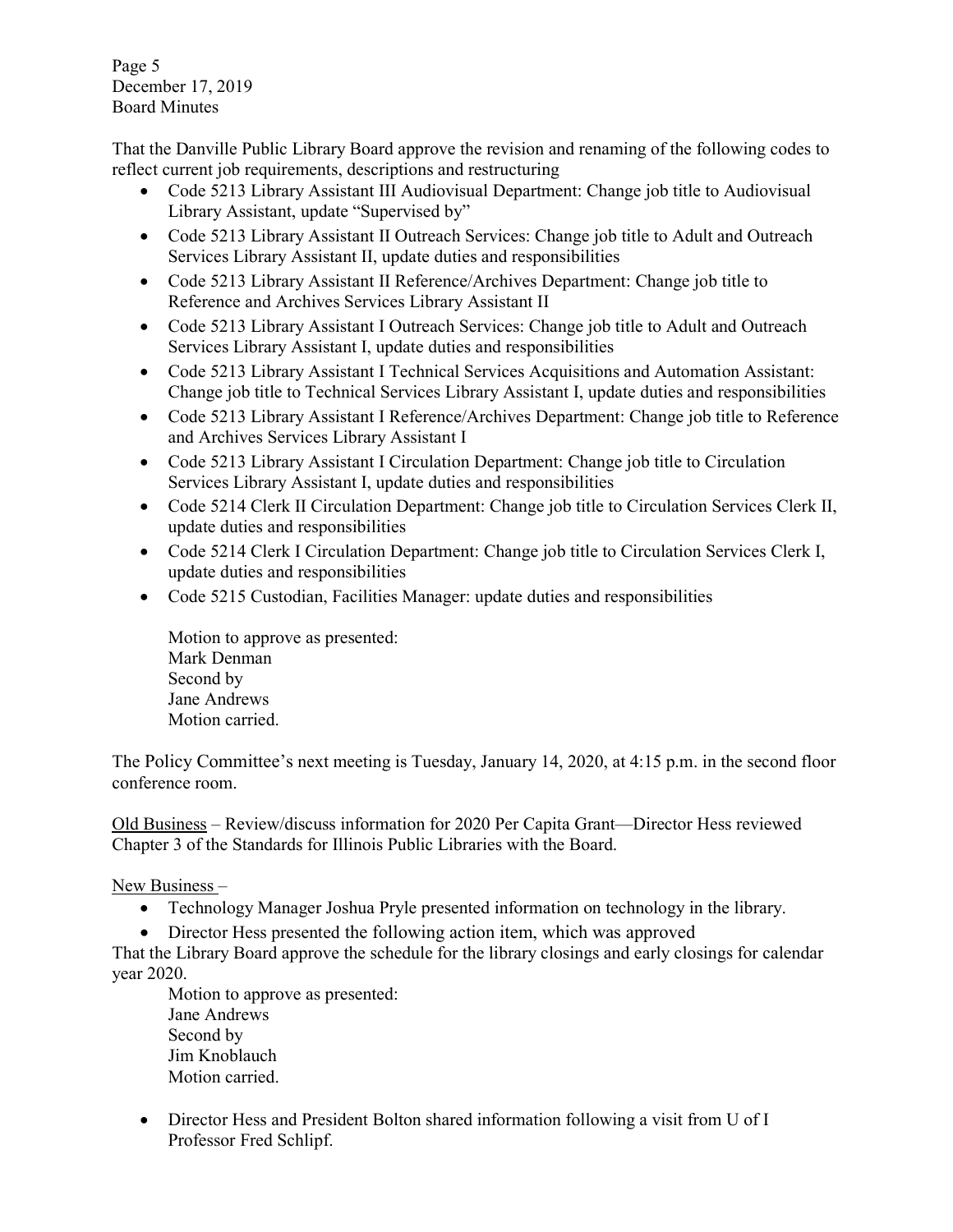That the Danville Public Library Board approve the revision and renaming of the following codes to reflect current job requirements, descriptions and restructuring

- Code 5213 Library Assistant III Audiovisual Department: Change job title to Audiovisual Library Assistant, update "Supervised by"
- Code 5213 Library Assistant II Outreach Services: Change job title to Adult and Outreach Services Library Assistant II, update duties and responsibilities
- Code 5213 Library Assistant II Reference/Archives Department: Change job title to Reference and Archives Services Library Assistant II
- Code 5213 Library Assistant I Outreach Services: Change job title to Adult and Outreach Services Library Assistant I, update duties and responsibilities
- Code 5213 Library Assistant I Technical Services Acquisitions and Automation Assistant: Change job title to Technical Services Library Assistant I, update duties and responsibilities
- Code 5213 Library Assistant I Reference/Archives Department: Change job title to Reference and Archives Services Library Assistant I
- Code 5213 Library Assistant I Circulation Department: Change job title to Circulation Services Library Assistant I, update duties and responsibilities
- Code 5214 Clerk II Circulation Department: Change job title to Circulation Services Clerk II, update duties and responsibilities
- Code 5214 Clerk I Circulation Department: Change job title to Circulation Services Clerk I, update duties and responsibilities
- Code 5215 Custodian, Facilities Manager: update duties and responsibilities

  Motion to approve as presented:
  Mark Denman
  Second by
  Jane Andrews
  Motion carried.

The Policy Committee's next meeting is Tuesday, January 14, 2020, at 4:15 p.m. in the second floor conference room.

<u>Old Business</u> – Review/discuss information for 2020 Per Capita Grant—Director Hess reviewed Chapter 3 of the Standards for Illinois Public Libraries with the Board.

<u>New Business</u> –

- Technology Manager Joshua Pryle presented information on technology in the library.
- Director Hess presented the following action item, which was approved

That the Library Board approve the schedule for the library closings and early closings for calendar year 2020.

  Motion to approve as presented:
  Jane Andrews
  Second by
  Jim Knoblauch
  Motion carried.

- Director Hess and President Bolton shared information following a visit from U of I Professor Fred Schlipf.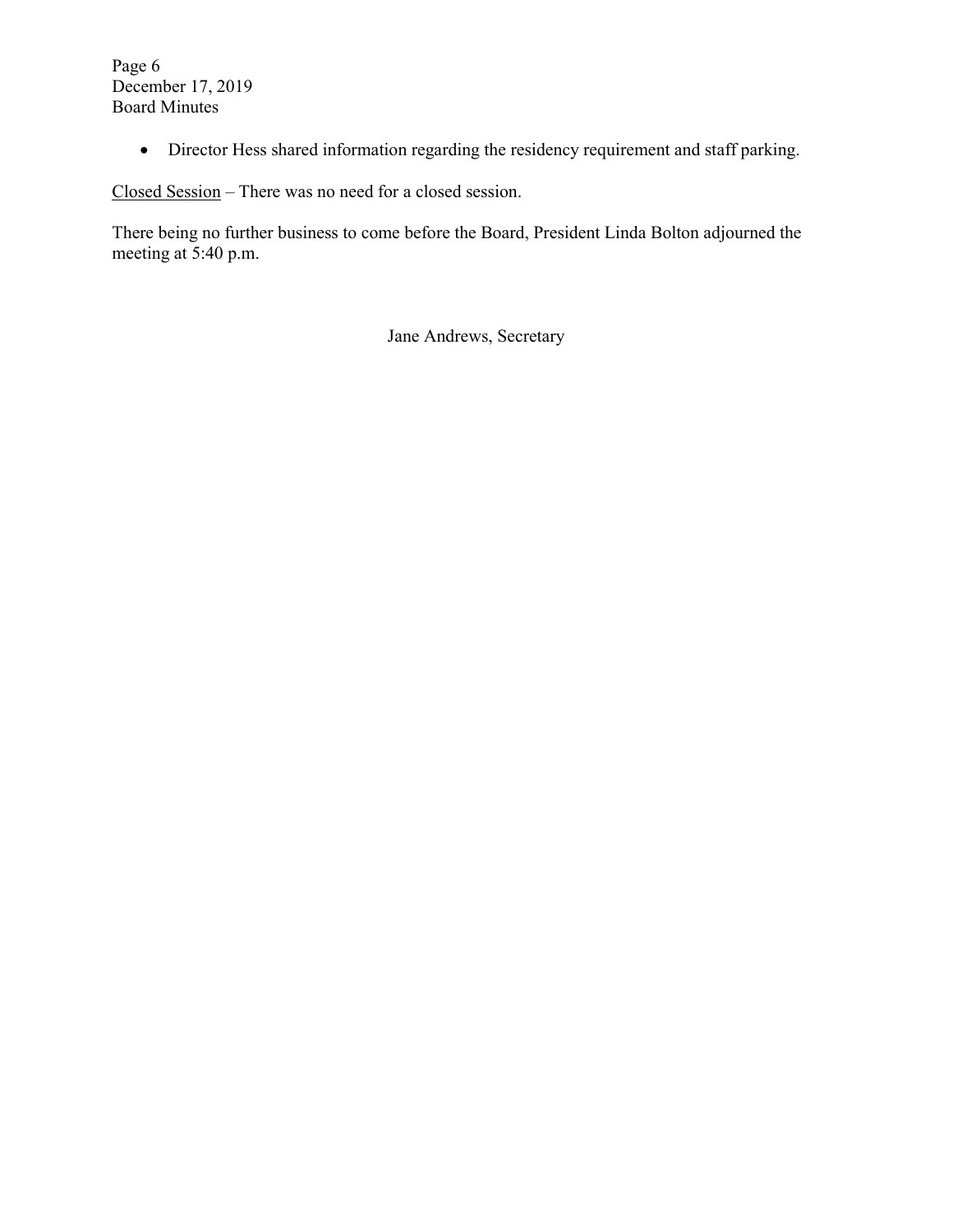- Director Hess shared information regarding the residency requirement and staff parking.

Closed Session – There was no need for a closed session.

There being no further business to come before the Board, President Linda Bolton adjourned the meeting at 5:40 p.m.

Jane Andrews, Secretary